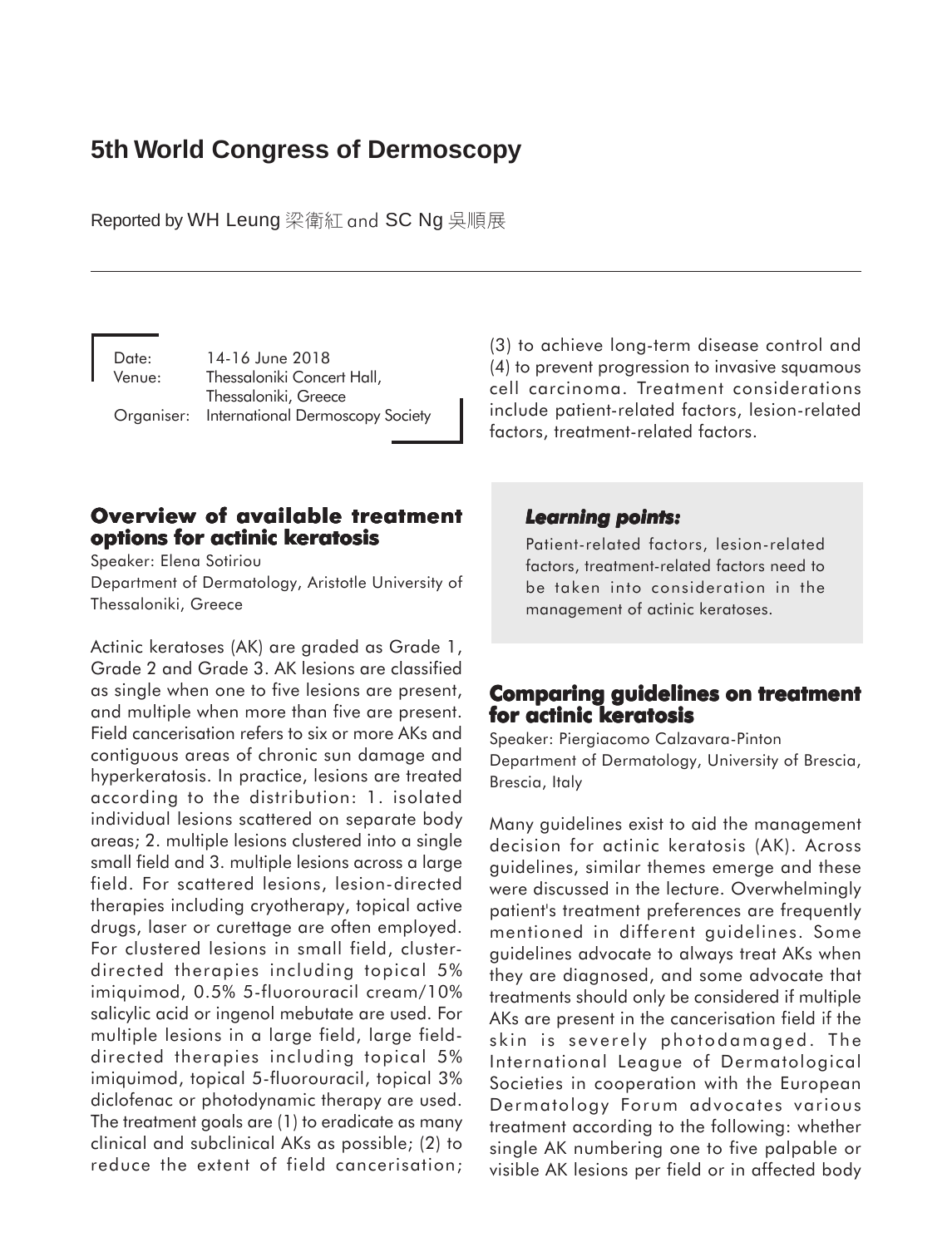# 5th World Congress of Dermoscopy

Reported by WH Leung 梁衛紅 and SC Ng 吳順展

Date: 14-16 June 2018
Venue: Thessaloniki Concert Hall, Thessaloniki, Greece
Organiser: International Dermoscopy Society

## Overview of available treatment options for actinic keratosis

Speaker: Elena Sotiriou
Department of Dermatology, Aristotle University of Thessaloniki, Greece

Actinic keratoses (AK) are graded as Grade 1, Grade 2 and Grade 3. AK lesions are classified as single when one to five lesions are present, and multiple when more than five are present. Field cancerisation refers to six or more AKs and contiguous areas of chronic sun damage and hyperkeratosis. In practice, lesions are treated according to the distribution: 1. isolated individual lesions scattered on separate body areas; 2. multiple lesions clustered into a single small field and 3. multiple lesions across a large field. For scattered lesions, lesion-directed therapies including cryotherapy, topical active drugs, laser or curettage are often employed. For clustered lesions in small field, cluster-directed therapies including topical 5% imiquimod, 0.5% 5-fluorouracil cream/10% salicylic acid or ingenol mebutate are used. For multiple lesions in a large field, large field-directed therapies including topical 5% imiquimod, topical 5-fluorouracil, topical 3% diclofenac or photodynamic therapy are used. The treatment goals are (1) to eradicate as many clinical and subclinical AKs as possible; (2) to reduce the extent of field cancerisation; (3) to achieve long-term disease control and (4) to prevent progression to invasive squamous cell carcinoma. Treatment considerations include patient-related factors, lesion-related factors, treatment-related factors.

> ***Learning points:***
>
> Patient-related factors, lesion-related factors, treatment-related factors need to be taken into consideration in the management of actinic keratoses.

## Comparing guidelines on treatment for actinic keratosis

Speaker: Piergiacomo Calzavara-Pinton
Department of Dermatology, University of Brescia, Brescia, Italy

Many guidelines exist to aid the management decision for actinic keratosis (AK). Across guidelines, similar themes emerge and these were discussed in the lecture. Overwhelmingly patient's treatment preferences are frequently mentioned in different guidelines. Some guidelines advocate to always treat AKs when they are diagnosed, and some advocate that treatments should only be considered if multiple AKs are present in the cancerisation field if the skin is severely photodamaged. The International League of Dermatological Societies in cooperation with the European Dermatology Forum advocates various treatment according to the following: whether single AK numbering one to five palpable or visible AK lesions per field or in affected body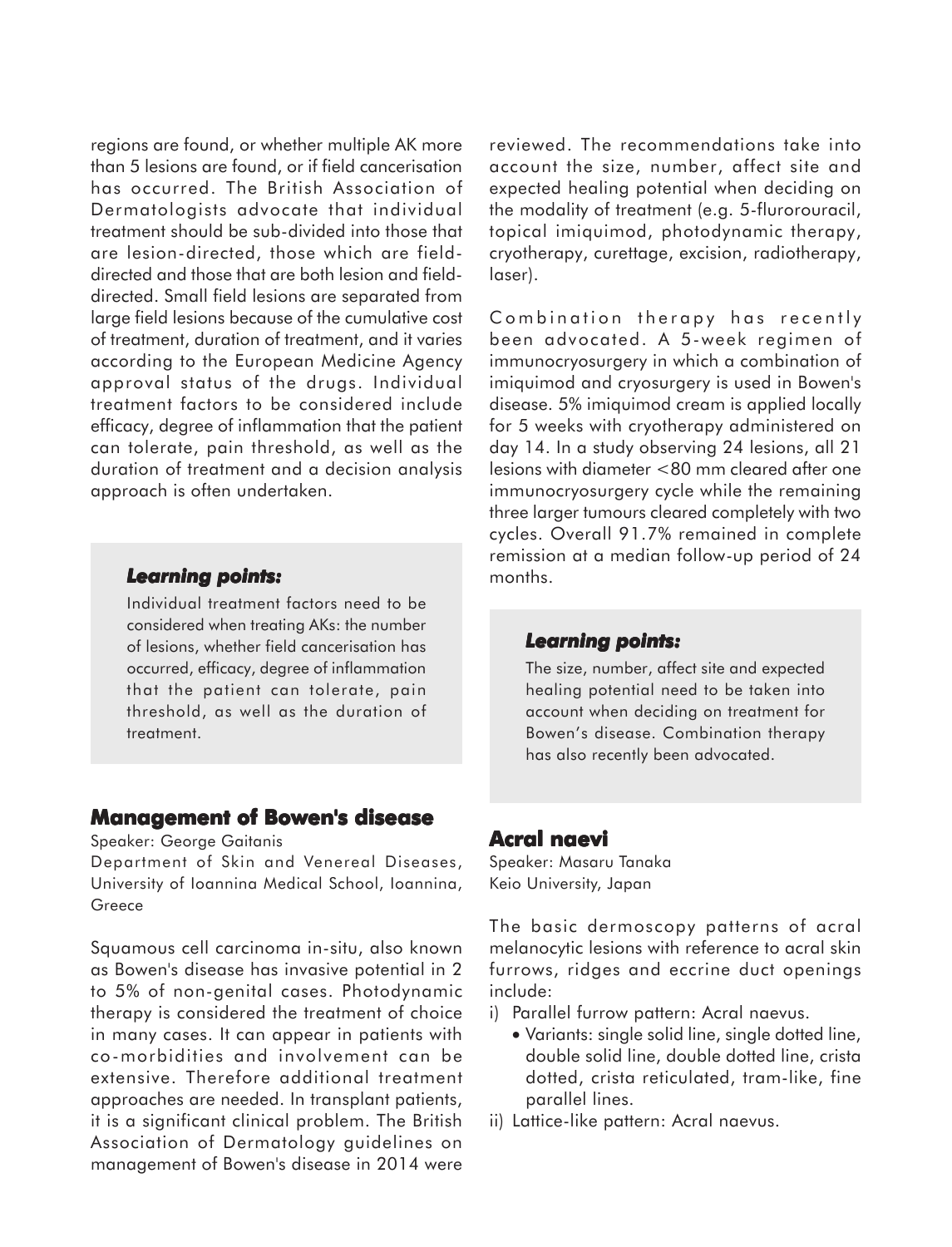regions are found, or whether multiple AK more than 5 lesions are found, or if field cancerisation has occurred. The British Association of Dermatologists advocate that individual treatment should be sub-divided into those that are lesion-directed, those which are field-directed and those that are both lesion and field-directed. Small field lesions are separated from large field lesions because of the cumulative cost of treatment, duration of treatment, and it varies according to the European Medicine Agency approval status of the drugs. Individual treatment factors to be considered include efficacy, degree of inflammation that the patient can tolerate, pain threshold, as well as the duration of treatment and a decision analysis approach is often undertaken.

> ***Learning points:***
>
> Individual treatment factors need to be considered when treating AKs: the number of lesions, whether field cancerisation has occurred, efficacy, degree of inflammation that the patient can tolerate, pain threshold, as well as the duration of treatment.

## Management of Bowen's disease

Speaker: George Gaitanis
Department of Skin and Venereal Diseases, University of Ioannina Medical School, Ioannina, Greece

Squamous cell carcinoma in-situ, also known as Bowen's disease has invasive potential in 2 to 5% of non-genital cases. Photodynamic therapy is considered the treatment of choice in many cases. It can appear in patients with co-morbidities and involvement can be extensive. Therefore additional treatment approaches are needed. In transplant patients, it is a significant clinical problem. The British Association of Dermatology guidelines on management of Bowen's disease in 2014 were reviewed. The recommendations take into account the size, number, affect site and expected healing potential when deciding on the modality of treatment (e.g. 5-flurorouracil, topical imiquimod, photodynamic therapy, cryotherapy, curettage, excision, radiotherapy, laser).

Combination therapy has recently been advocated. A 5-week regimen of immunocryosurgery in which a combination of imiquimod and cryosurgery is used in Bowen's disease. 5% imiquimod cream is applied locally for 5 weeks with cryotherapy administered on day 14. In a study observing 24 lesions, all 21 lesions with diameter <80 mm cleared after one immunocryosurgery cycle while the remaining three larger tumours cleared completely with two cycles. Overall 91.7% remained in complete remission at a median follow-up period of 24 months.

> ***Learning points:***
>
> The size, number, affect site and expected healing potential need to be taken into account when deciding on treatment for Bowen's disease. Combination therapy has also recently been advocated.

## Acral naevi

Speaker: Masaru Tanaka
Keio University, Japan

The basic dermoscopy patterns of acral melanocytic lesions with reference to acral skin furrows, ridges and eccrine duct openings include:

i) Parallel furrow pattern: Acral naevus.
   - Variants: single solid line, single dotted line, double solid line, double dotted line, crista dotted, crista reticulated, tram-like, fine parallel lines.

ii) Lattice-like pattern: Acral naevus.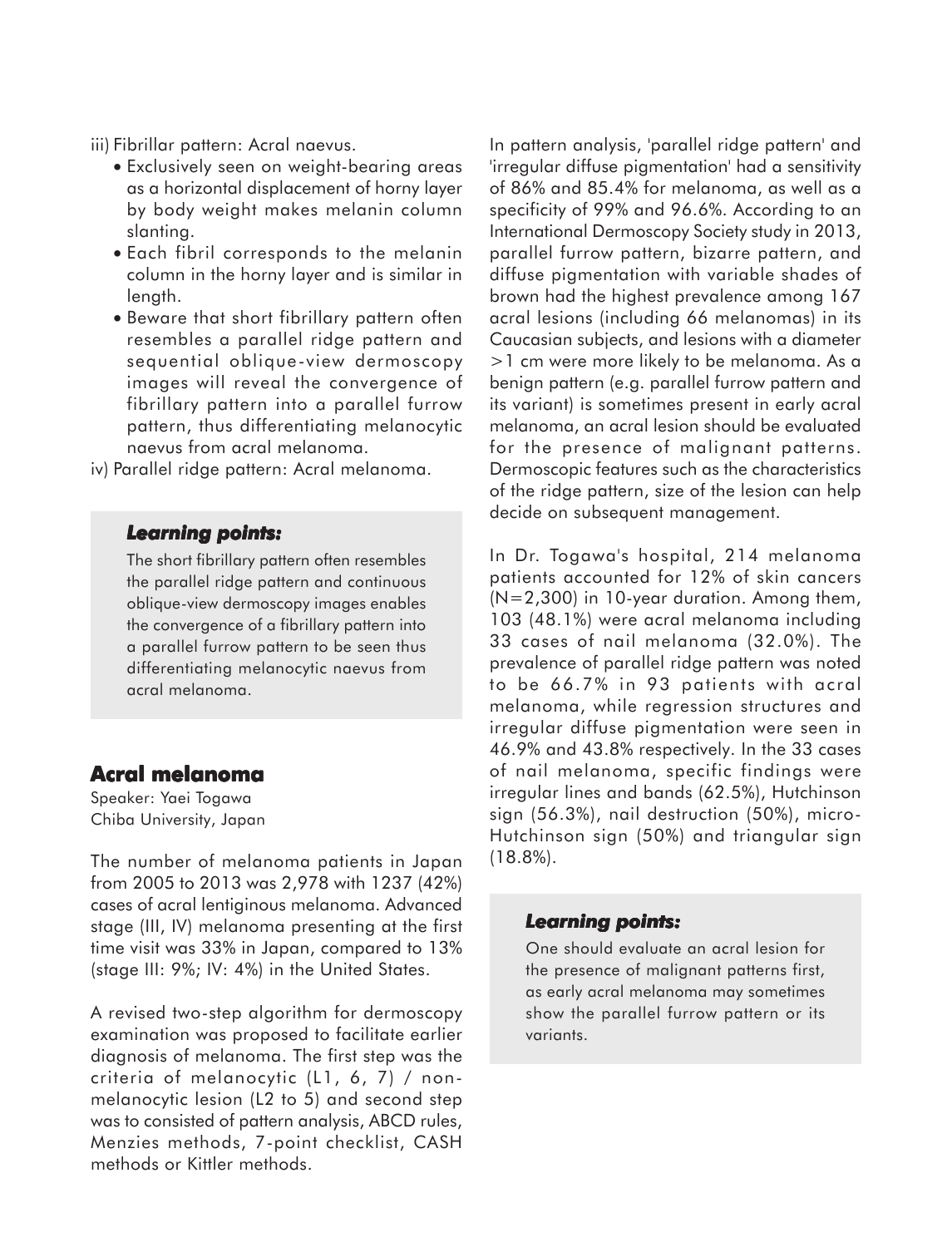iii) Fibrillar pattern: Acral naevus.

- Exclusively seen on weight-bearing areas as a horizontal displacement of horny layer by body weight makes melanin column slanting.
- Each fibril corresponds to the melanin column in the horny layer and is similar in length.
- Beware that short fibrillary pattern often resembles a parallel ridge pattern and sequential oblique-view dermoscopy images will reveal the convergence of fibrillary pattern into a parallel furrow pattern, thus differentiating melanocytic naevus from acral melanoma.

iv) Parallel ridge pattern: Acral melanoma.

> ***Learning points:***
>
> The short fibrillary pattern often resembles the parallel ridge pattern and continuous oblique-view dermoscopy images enables the convergence of a fibrillary pattern into a parallel furrow pattern to be seen thus differentiating melanocytic naevus from acral melanoma.

## Acral melanoma

Speaker: Yaei Togawa
Chiba University, Japan

The number of melanoma patients in Japan from 2005 to 2013 was 2,978 with 1237 (42%) cases of acral lentiginous melanoma. Advanced stage (III, IV) melanoma presenting at the first time visit was 33% in Japan, compared to 13% (stage III: 9%; IV: 4%) in the United States.

A revised two-step algorithm for dermoscopy examination was proposed to facilitate earlier diagnosis of melanoma. The first step was the criteria of melanocytic (L1, 6, 7) / non-melanocytic lesion (L2 to 5) and second step was to consisted of pattern analysis, ABCD rules, Menzies methods, 7-point checklist, CASH methods or Kittler methods.

In pattern analysis, 'parallel ridge pattern' and 'irregular diffuse pigmentation' had a sensitivity of 86% and 85.4% for melanoma, as well as a specificity of 99% and 96.6%. According to an International Dermoscopy Society study in 2013, parallel furrow pattern, bizarre pattern, and diffuse pigmentation with variable shades of brown had the highest prevalence among 167 acral lesions (including 66 melanomas) in its Caucasian subjects, and lesions with a diameter >1 cm were more likely to be melanoma. As a benign pattern (e.g. parallel furrow pattern and its variant) is sometimes present in early acral melanoma, an acral lesion should be evaluated for the presence of malignant patterns. Dermoscopic features such as the characteristics of the ridge pattern, size of the lesion can help decide on subsequent management.

In Dr. Togawa's hospital, 214 melanoma patients accounted for 12% of skin cancers (N=2,300) in 10-year duration. Among them, 103 (48.1%) were acral melanoma including 33 cases of nail melanoma (32.0%). The prevalence of parallel ridge pattern was noted to be 66.7% in 93 patients with acral melanoma, while regression structures and irregular diffuse pigmentation were seen in 46.9% and 43.8% respectively. In the 33 cases of nail melanoma, specific findings were irregular lines and bands (62.5%), Hutchinson sign (56.3%), nail destruction (50%), micro-Hutchinson sign (50%) and triangular sign (18.8%).

> ***Learning points:***
>
> One should evaluate an acral lesion for the presence of malignant patterns first, as early acral melanoma may sometimes show the parallel furrow pattern or its variants.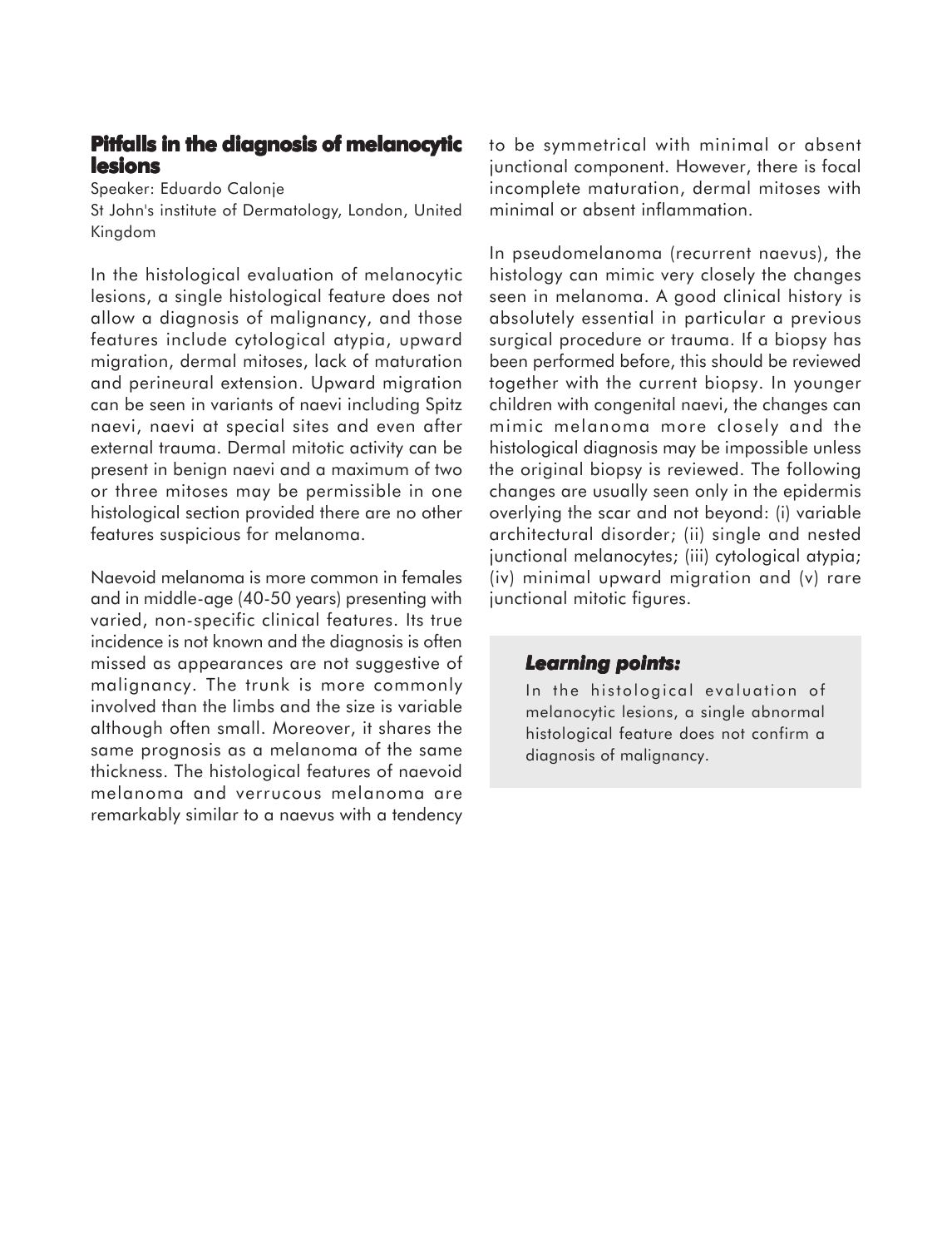## Pitfalls in the diagnosis of melanocytic lesions

Speaker: Eduardo Calonje

St John's institute of Dermatology, London, United Kingdom

In the histological evaluation of melanocytic lesions, a single histological feature does not allow a diagnosis of malignancy, and those features include cytological atypia, upward migration, dermal mitoses, lack of maturation and perineural extension. Upward migration can be seen in variants of naevi including Spitz naevi, naevi at special sites and even after external trauma. Dermal mitotic activity can be present in benign naevi and a maximum of two or three mitoses may be permissible in one histological section provided there are no other features suspicious for melanoma.

Naevoid melanoma is more common in females and in middle-age (40-50 years) presenting with varied, non-specific clinical features. Its true incidence is not known and the diagnosis is often missed as appearances are not suggestive of malignancy. The trunk is more commonly involved than the limbs and the size is variable although often small. Moreover, it shares the same prognosis as a melanoma of the same thickness. The histological features of naevoid melanoma and verrucous melanoma are remarkably similar to a naevus with a tendency to be symmetrical with minimal or absent junctional component. However, there is focal incomplete maturation, dermal mitoses with minimal or absent inflammation.

In pseudomelanoma (recurrent naevus), the histology can mimic very closely the changes seen in melanoma. A good clinical history is absolutely essential in particular a previous surgical procedure or trauma. If a biopsy has been performed before, this should be reviewed together with the current biopsy. In younger children with congenital naevi, the changes can mimic melanoma more closely and the histological diagnosis may be impossible unless the original biopsy is reviewed. The following changes are usually seen only in the epidermis overlying the scar and not beyond: (i) variable architectural disorder; (ii) single and nested junctional melanocytes; (iii) cytological atypia; (iv) minimal upward migration and (v) rare junctional mitotic figures.

### *Learning points:*

In the histological evaluation of melanocytic lesions, a single abnormal histological feature does not confirm a diagnosis of malignancy.